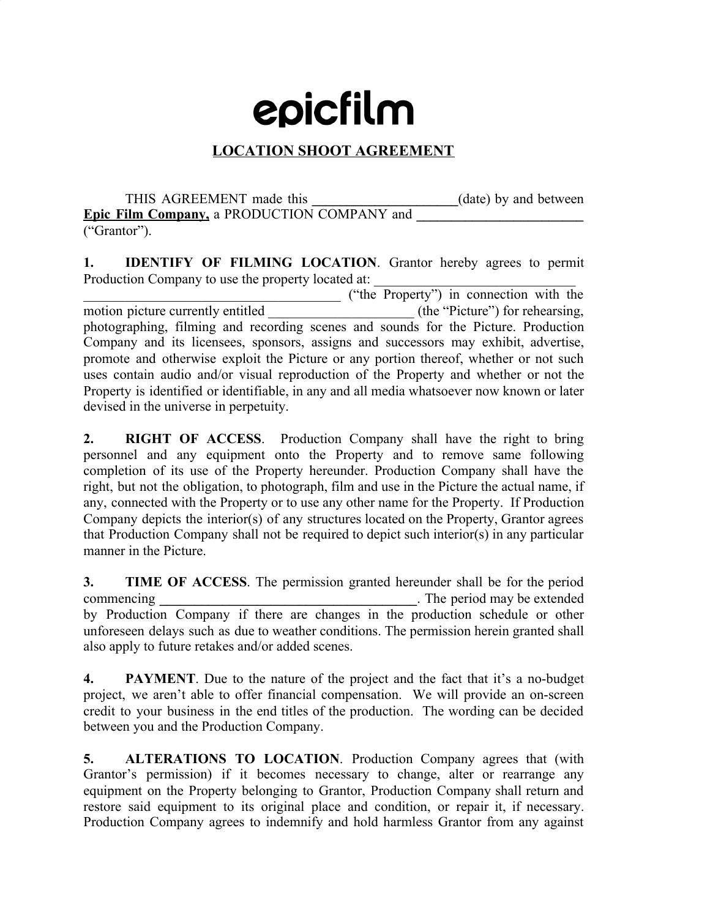# epicfilm

## LOCATION SHOOT AGREEMENT

THIS AGREEMENT made this ______________________(date) by and between **Epic Film Company,** a PRODUCTION COMPANY and **__________________________** ("Grantor").

**1. IDENTIFY OF FILMING LOCATION**. Grantor hereby agrees to permit Production Company to use the property located at: ______________________________ ______________________________________ ("the Property") in connection with the motion picture currently entitled ______________________ (the "Picture") for rehearsing, photographing, filming and recording scenes and sounds for the Picture. Production Company and its licensees, sponsors, assigns and successors may exhibit, advertise, promote and otherwise exploit the Picture or any portion thereof, whether or not such uses contain audio and/or visual reproduction of the Property and whether or not the Property is identified or identifiable, in any and all media whatsoever now known or later devised in the universe in perpetuity.

**2. RIGHT OF ACCESS**. Production Company shall have the right to bring personnel and any equipment onto the Property and to remove same following completion of its use of the Property hereunder. Production Company shall have the right, but not the obligation, to photograph, film and use in the Picture the actual name, if any, connected with the Property or to use any other name for the Property. If Production Company depicts the interior(s) of any structures located on the Property, Grantor agrees that Production Company shall not be required to depict such interior(s) in any particular manner in the Picture.

**3. TIME OF ACCESS**. The permission granted hereunder shall be for the period commencing **_______________________________________**. The period may be extended by Production Company if there are changes in the production schedule or other unforeseen delays such as due to weather conditions. The permission herein granted shall also apply to future retakes and/or added scenes.

**4. PAYMENT**. Due to the nature of the project and the fact that it's a no-budget project, we aren't able to offer financial compensation. We will provide an on-screen credit to your business in the end titles of the production. The wording can be decided between you and the Production Company.

**5. ALTERATIONS TO LOCATION**. Production Company agrees that (with Grantor's permission) if it becomes necessary to change, alter or rearrange any equipment on the Property belonging to Grantor, Production Company shall return and restore said equipment to its original place and condition, or repair it, if necessary. Production Company agrees to indemnify and hold harmless Grantor from any against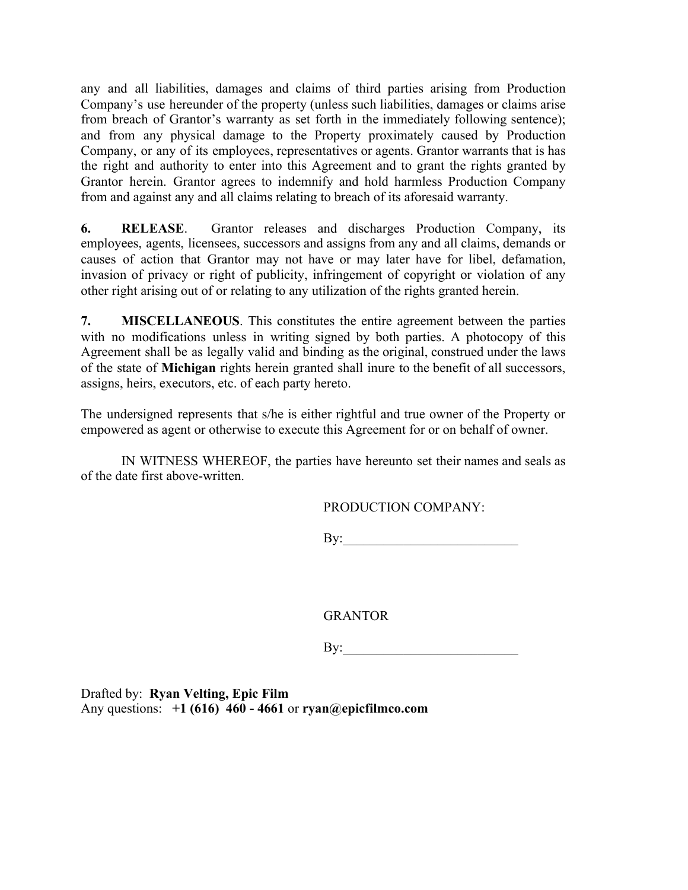any and all liabilities, damages and claims of third parties arising from Production Company's use hereunder of the property (unless such liabilities, damages or claims arise from breach of Grantor's warranty as set forth in the immediately following sentence); and from any physical damage to the Property proximately caused by Production Company, or any of its employees, representatives or agents. Grantor warrants that is has the right and authority to enter into this Agreement and to grant the rights granted by Grantor herein. Grantor agrees to indemnify and hold harmless Production Company from and against any and all claims relating to breach of its aforesaid warranty.

**6. RELEASE**. Grantor releases and discharges Production Company, its employees, agents, licensees, successors and assigns from any and all claims, demands or causes of action that Grantor may not have or may later have for libel, defamation, invasion of privacy or right of publicity, infringement of copyright or violation of any other right arising out of or relating to any utilization of the rights granted herein.

**7. MISCELLANEOUS**. This constitutes the entire agreement between the parties with no modifications unless in writing signed by both parties. A photocopy of this Agreement shall be as legally valid and binding as the original, construed under the laws of the state of **Michigan** rights herein granted shall inure to the benefit of all successors, assigns, heirs, executors, etc. of each party hereto.

The undersigned represents that s/he is either rightful and true owner of the Property or empowered as agent or otherwise to execute this Agreement for or on behalf of owner.

IN WITNESS WHEREOF, the parties have hereunto set their names and seals as of the date first above-written.

PRODUCTION COMPANY:

By:__________________________

GRANTOR

By:__________________________

Drafted by: **Ryan Velting, Epic Film**
Any questions: **+1 (616) 460 - 4661** or **ryan@epicfilmco.com**